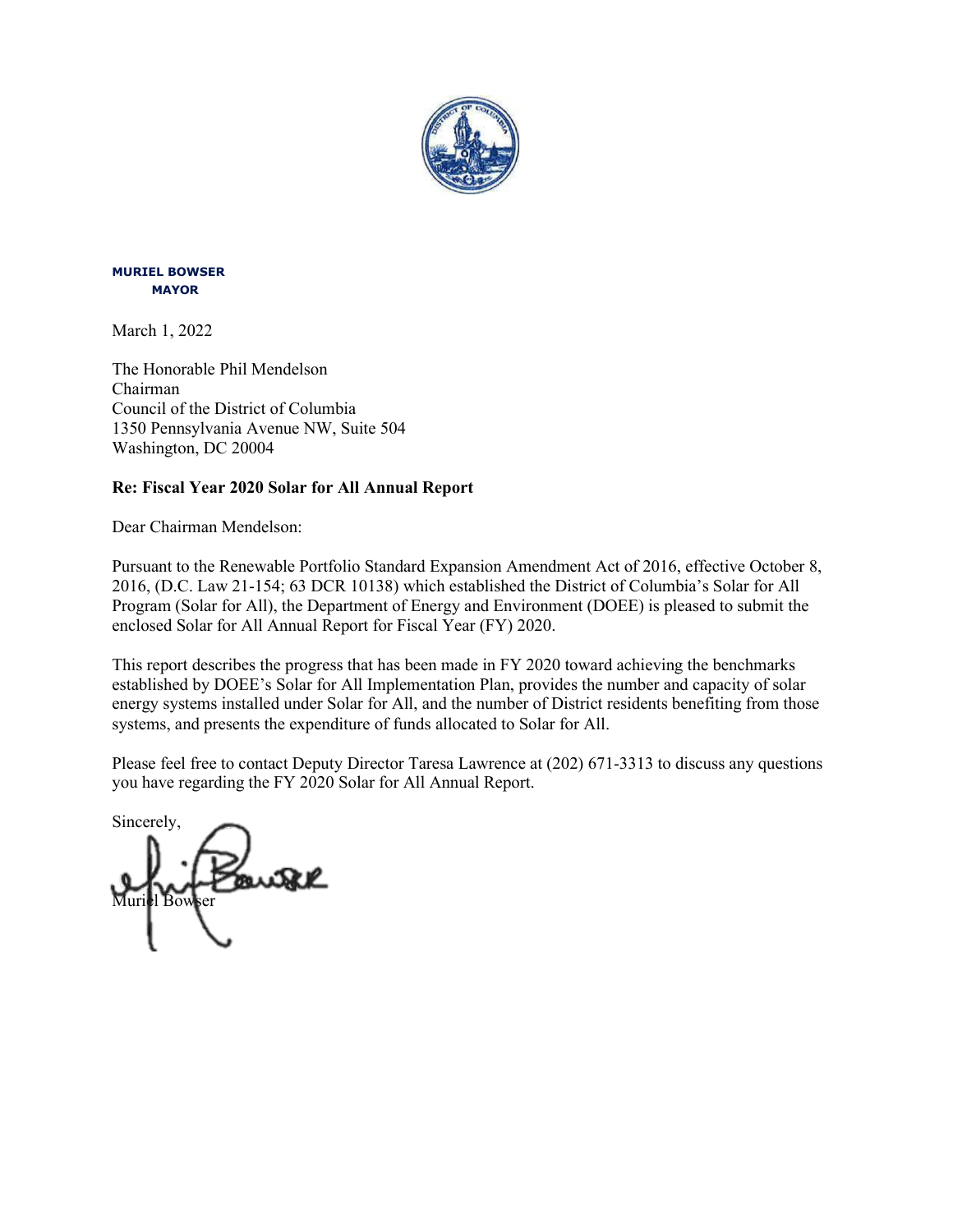**MURIEL BOWSER**
**MAYOR**

March 1, 2022

The Honorable Phil Mendelson
Chairman
Council of the District of Columbia
1350 Pennsylvania Avenue NW, Suite 504
Washington, DC 20004

**Re: Fiscal Year 2020 Solar for All Annual Report**

Dear Chairman Mendelson:

Pursuant to the Renewable Portfolio Standard Expansion Amendment Act of 2016, effective October 8, 2016, (D.C. Law 21-154; 63 DCR 10138) which established the District of Columbia's Solar for All Program (Solar for All), the Department of Energy and Environment (DOEE) is pleased to submit the enclosed Solar for All Annual Report for Fiscal Year (FY) 2020.

This report describes the progress that has been made in FY 2020 toward achieving the benchmarks established by DOEE's Solar for All Implementation Plan, provides the number and capacity of solar energy systems installed under Solar for All, and the number of District residents benefiting from those systems, and presents the expenditure of funds allocated to Solar for All.

Please feel free to contact Deputy Director Taresa Lawrence at (202) 671-3313 to discuss any questions you have regarding the FY 2020 Solar for All Annual Report.

Sincerely,

Muriel Bowser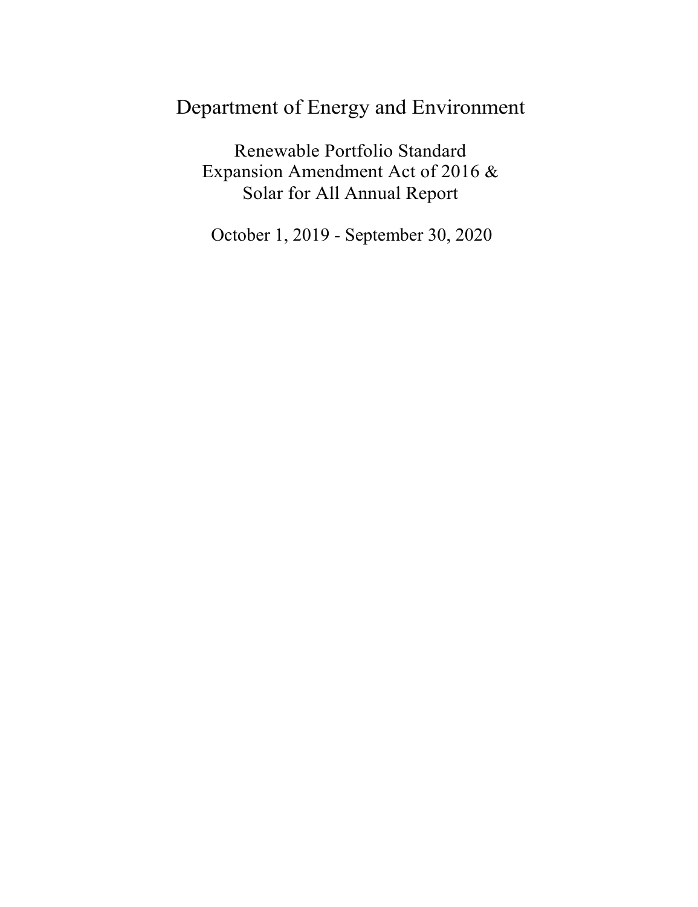# Department of Energy and Environment

## Renewable Portfolio Standard Expansion Amendment Act of 2016 & Solar for All Annual Report

October 1, 2019 - September 30, 2020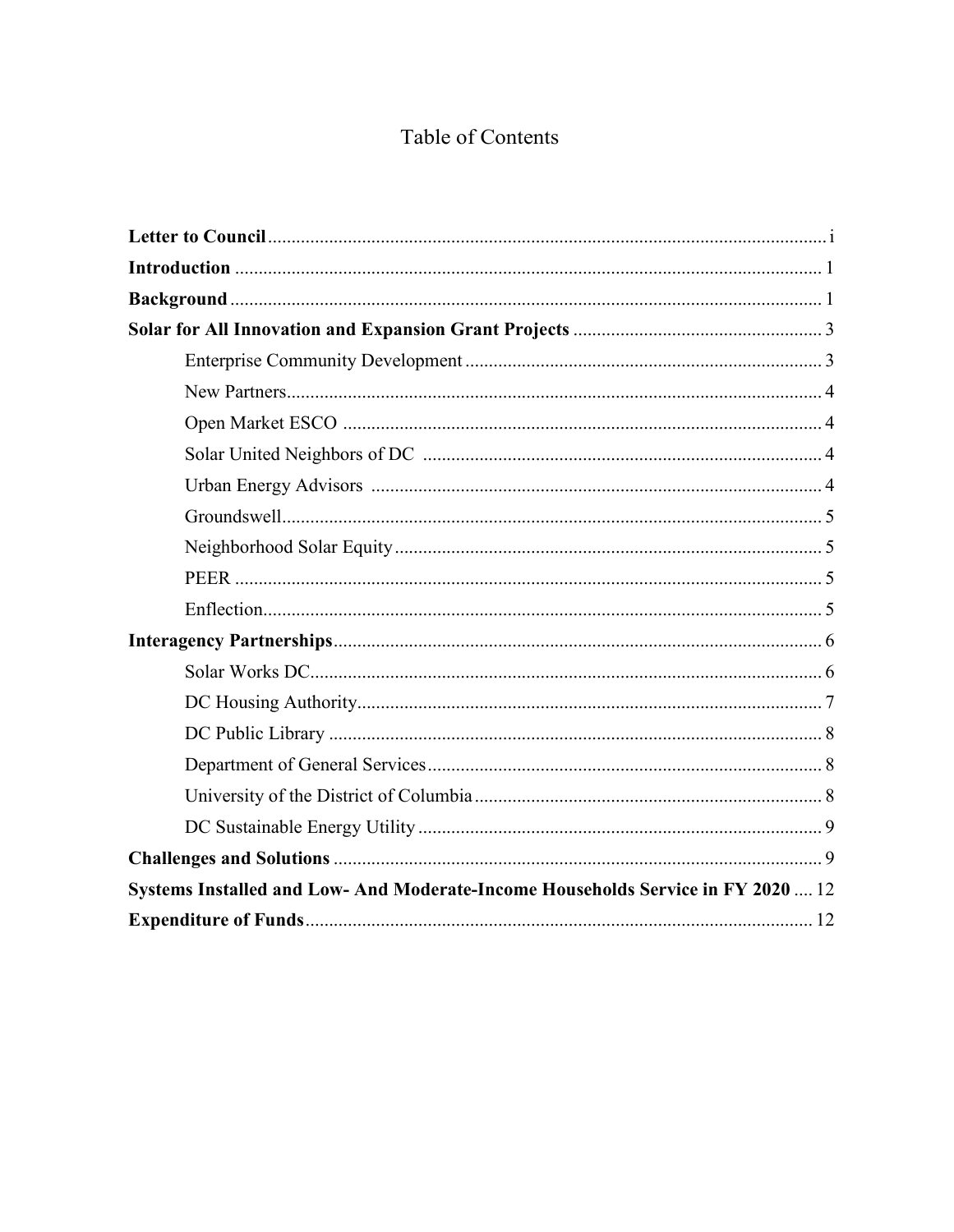# Table of Contents

**Letter to Council** ....................................................................................................... i

**Introduction** ............................................................................................................ 1

**Background** ............................................................................................................. 1

**Solar for All Innovation and Expansion Grant Projects** ..................................................... 3

- Enterprise Community Development ............................................................................ 3
- New Partners................................................................................................................. 4
- Open Market ESCO ...................................................................................................... 4
- Solar United Neighbors of DC ..................................................................................... 4
- Urban Energy Advisors ................................................................................................ 4
- Groundswell.................................................................................................................. 5
- Neighborhood Solar Equity........................................................................................... 5
- PEER ............................................................................................................................ 5
- Enflection...................................................................................................................... 5

**Interagency Partnerships**........................................................................................ 6

- Solar Works DC............................................................................................................ 6
- DC Housing Authority.................................................................................................. 7
- DC Public Library ........................................................................................................ 8
- Department of General Services................................................................................... 8
- University of the District of Columbia......................................................................... 8
- DC Sustainable Energy Utility ..................................................................................... 9

**Challenges and Solutions** ........................................................................................ 9

**Systems Installed and Low- And Moderate-Income Households Service in FY 2020** .... 12

**Expenditure of Funds**............................................................................................. 12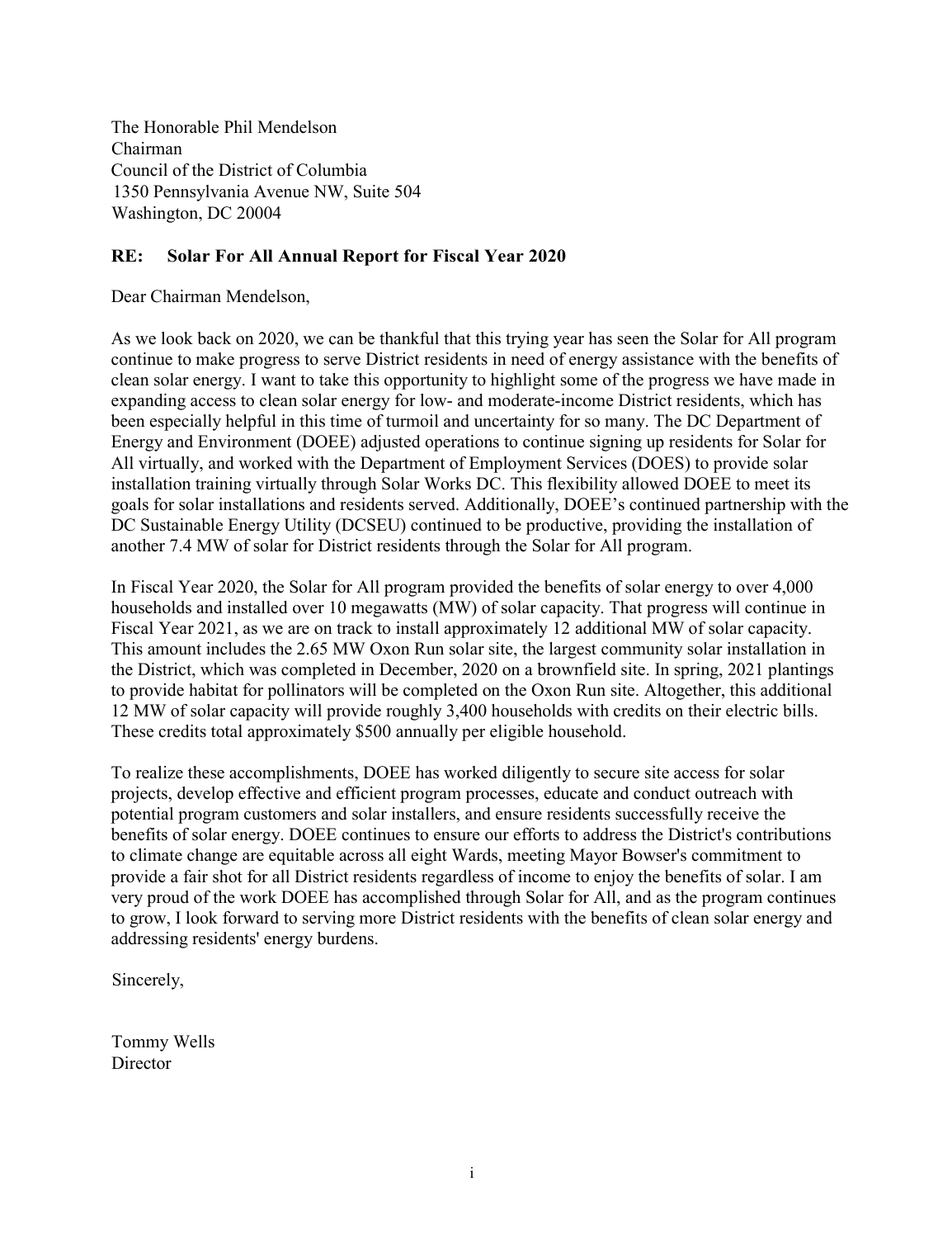The Honorable Phil Mendelson
Chairman
Council of the District of Columbia
1350 Pennsylvania Avenue NW, Suite 504
Washington, DC 20004

**RE: Solar For All Annual Report for Fiscal Year 2020**

Dear Chairman Mendelson,

As we look back on 2020, we can be thankful that this trying year has seen the Solar for All program continue to make progress to serve District residents in need of energy assistance with the benefits of clean solar energy. I want to take this opportunity to highlight some of the progress we have made in expanding access to clean solar energy for low- and moderate-income District residents, which has been especially helpful in this time of turmoil and uncertainty for so many. The DC Department of Energy and Environment (DOEE) adjusted operations to continue signing up residents for Solar for All virtually, and worked with the Department of Employment Services (DOES) to provide solar installation training virtually through Solar Works DC. This flexibility allowed DOEE to meet its goals for solar installations and residents served. Additionally, DOEE's continued partnership with the DC Sustainable Energy Utility (DCSEU) continued to be productive, providing the installation of another 7.4 MW of solar for District residents through the Solar for All program.

In Fiscal Year 2020, the Solar for All program provided the benefits of solar energy to over 4,000 households and installed over 10 megawatts (MW) of solar capacity. That progress will continue in Fiscal Year 2021, as we are on track to install approximately 12 additional MW of solar capacity. This amount includes the 2.65 MW Oxon Run solar site, the largest community solar installation in the District, which was completed in December, 2020 on a brownfield site. In spring, 2021 plantings to provide habitat for pollinators will be completed on the Oxon Run site. Altogether, this additional 12 MW of solar capacity will provide roughly 3,400 households with credits on their electric bills. These credits total approximately $500 annually per eligible household.

To realize these accomplishments, DOEE has worked diligently to secure site access for solar projects, develop effective and efficient program processes, educate and conduct outreach with potential program customers and solar installers, and ensure residents successfully receive the benefits of solar energy. DOEE continues to ensure our efforts to address the District's contributions to climate change are equitable across all eight Wards, meeting Mayor Bowser's commitment to provide a fair shot for all District residents regardless of income to enjoy the benefits of solar. I am very proud of the work DOEE has accomplished through Solar for All, and as the program continues to grow, I look forward to serving more District residents with the benefits of clean solar energy and addressing residents' energy burdens.

Sincerely,

Tommy Wells
Director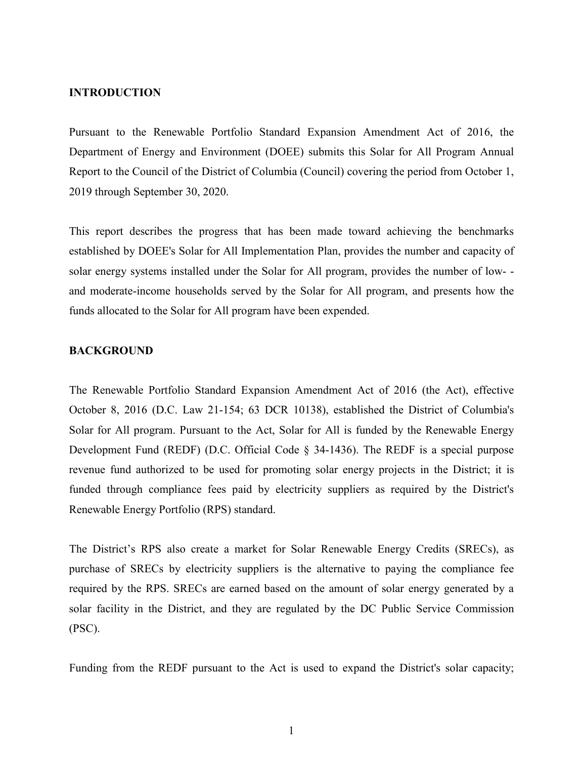## INTRODUCTION

Pursuant to the Renewable Portfolio Standard Expansion Amendment Act of 2016, the Department of Energy and Environment (DOEE) submits this Solar for All Program Annual Report to the Council of the District of Columbia (Council) covering the period from October 1, 2019 through September 30, 2020.

This report describes the progress that has been made toward achieving the benchmarks established by DOEE's Solar for All Implementation Plan, provides the number and capacity of solar energy systems installed under the Solar for All program, provides the number of low- - and moderate-income households served by the Solar for All program, and presents how the funds allocated to the Solar for All program have been expended.

## BACKGROUND

The Renewable Portfolio Standard Expansion Amendment Act of 2016 (the Act), effective October 8, 2016 (D.C. Law 21-154; 63 DCR 10138), established the District of Columbia's Solar for All program. Pursuant to the Act, Solar for All is funded by the Renewable Energy Development Fund (REDF) (D.C. Official Code § 34-1436). The REDF is a special purpose revenue fund authorized to be used for promoting solar energy projects in the District; it is funded through compliance fees paid by electricity suppliers as required by the District's Renewable Energy Portfolio (RPS) standard.

The District's RPS also create a market for Solar Renewable Energy Credits (SRECs), as purchase of SRECs by electricity suppliers is the alternative to paying the compliance fee required by the RPS. SRECs are earned based on the amount of solar energy generated by a solar facility in the District, and they are regulated by the DC Public Service Commission (PSC).

Funding from the REDF pursuant to the Act is used to expand the District's solar capacity;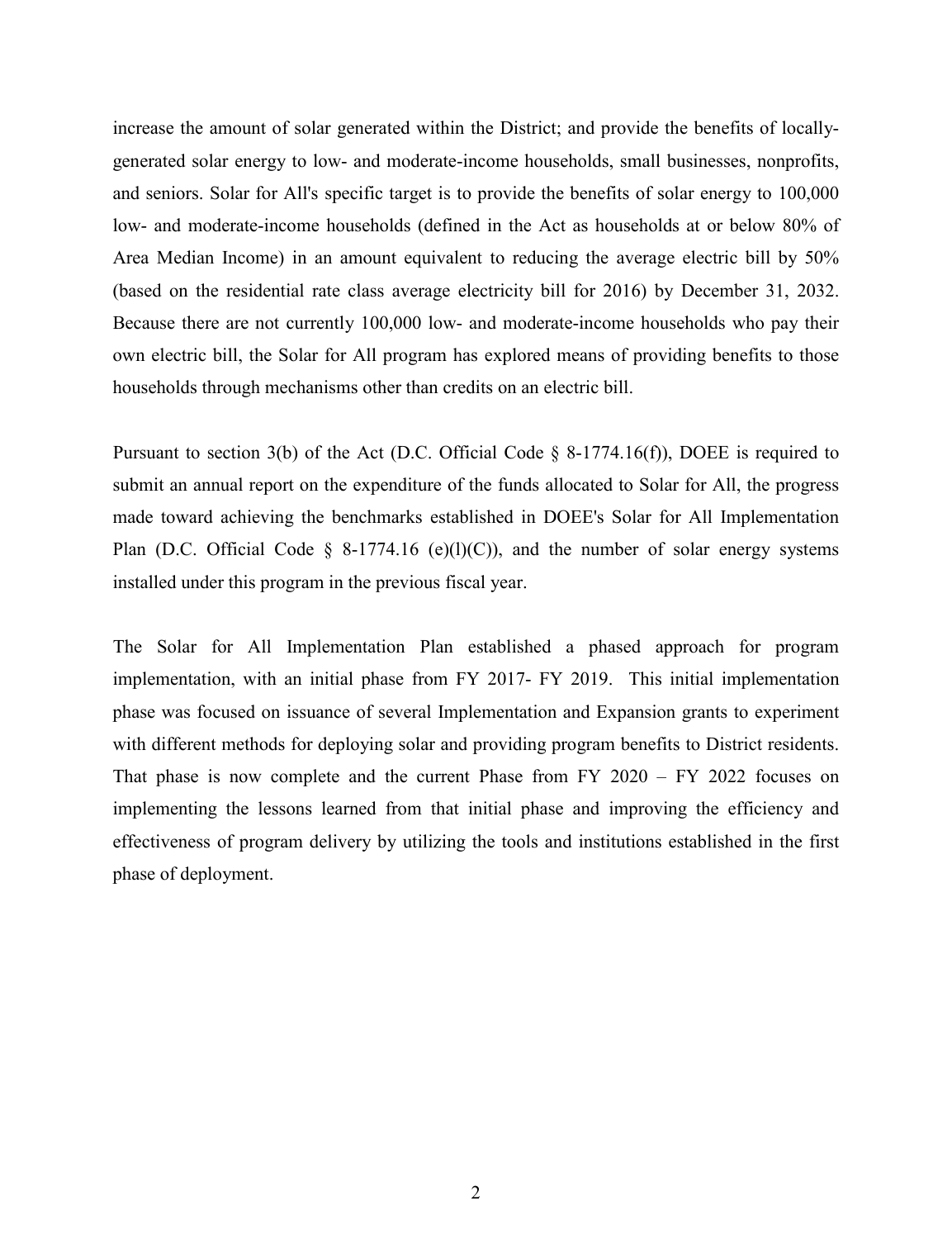increase the amount of solar generated within the District; and provide the benefits of locally-generated solar energy to low- and moderate-income households, small businesses, nonprofits, and seniors. Solar for All's specific target is to provide the benefits of solar energy to 100,000 low- and moderate-income households (defined in the Act as households at or below 80% of Area Median Income) in an amount equivalent to reducing the average electric bill by 50% (based on the residential rate class average electricity bill for 2016) by December 31, 2032. Because there are not currently 100,000 low- and moderate-income households who pay their own electric bill, the Solar for All program has explored means of providing benefits to those households through mechanisms other than credits on an electric bill.

Pursuant to section 3(b) of the Act (D.C. Official Code § 8-1774.16(f)), DOEE is required to submit an annual report on the expenditure of the funds allocated to Solar for All, the progress made toward achieving the benchmarks established in DOEE's Solar for All Implementation Plan (D.C. Official Code § 8-1774.16 (e)(l)(C)), and the number of solar energy systems installed under this program in the previous fiscal year.

The Solar for All Implementation Plan established a phased approach for program implementation, with an initial phase from FY 2017- FY 2019. This initial implementation phase was focused on issuance of several Implementation and Expansion grants to experiment with different methods for deploying solar and providing program benefits to District residents. That phase is now complete and the current Phase from FY 2020 – FY 2022 focuses on implementing the lessons learned from that initial phase and improving the efficiency and effectiveness of program delivery by utilizing the tools and institutions established in the first phase of deployment.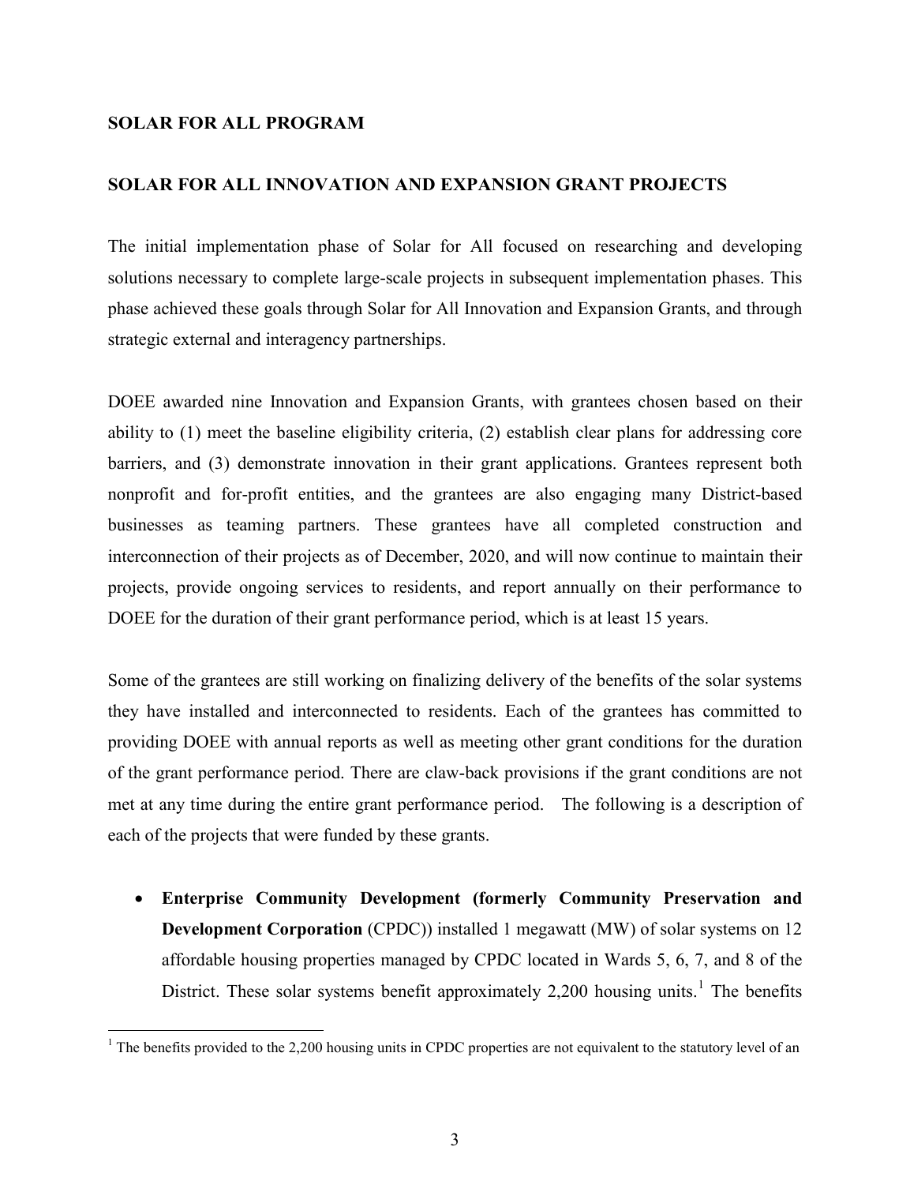## SOLAR FOR ALL PROGRAM

### SOLAR FOR ALL INNOVATION AND EXPANSION GRANT PROJECTS

The initial implementation phase of Solar for All focused on researching and developing solutions necessary to complete large-scale projects in subsequent implementation phases. This phase achieved these goals through Solar for All Innovation and Expansion Grants, and through strategic external and interagency partnerships.

DOEE awarded nine Innovation and Expansion Grants, with grantees chosen based on their ability to (1) meet the baseline eligibility criteria, (2) establish clear plans for addressing core barriers, and (3) demonstrate innovation in their grant applications. Grantees represent both nonprofit and for-profit entities, and the grantees are also engaging many District-based businesses as teaming partners. These grantees have all completed construction and interconnection of their projects as of December, 2020, and will now continue to maintain their projects, provide ongoing services to residents, and report annually on their performance to DOEE for the duration of their grant performance period, which is at least 15 years.

Some of the grantees are still working on finalizing delivery of the benefits of the solar systems they have installed and interconnected to residents. Each of the grantees has committed to providing DOEE with annual reports as well as meeting other grant conditions for the duration of the grant performance period. There are claw-back provisions if the grant conditions are not met at any time during the entire grant performance period. The following is a description of each of the projects that were funded by these grants.

- **Enterprise Community Development (formerly Community Preservation and Development Corporation** (CPDC)) installed 1 megawatt (MW) of solar systems on 12 affordable housing properties managed by CPDC located in Wards 5, 6, 7, and 8 of the District. These solar systems benefit approximately 2,200 housing units.[1] The benefits

[1] The benefits provided to the 2,200 housing units in CPDC properties are not equivalent to the statutory level of an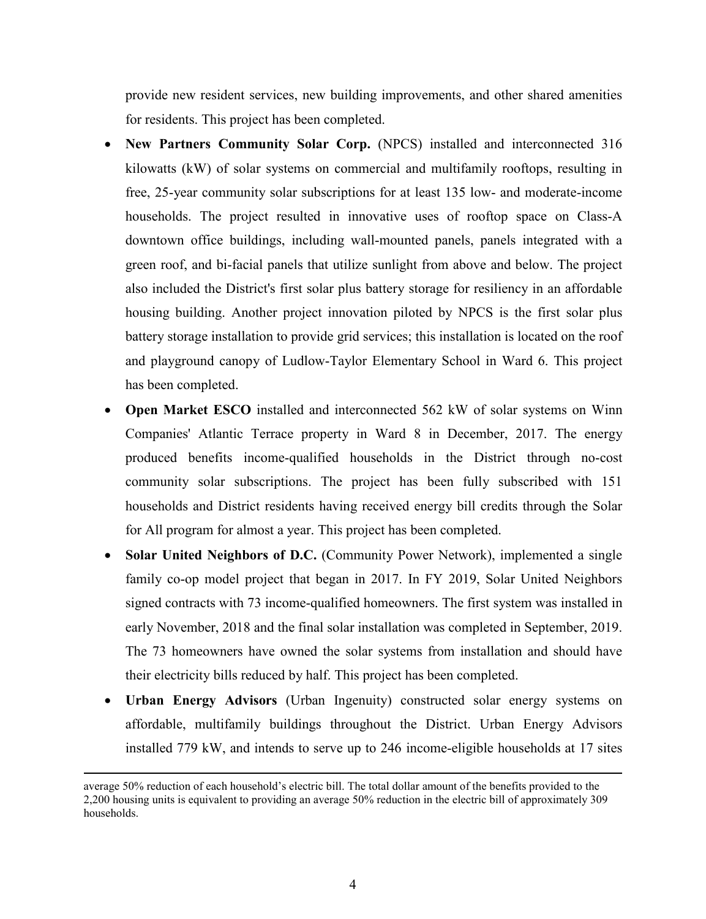provide new resident services, new building improvements, and other shared amenities for residents. This project has been completed.

- **New Partners Community Solar Corp.** (NPCS) installed and interconnected 316 kilowatts (kW) of solar systems on commercial and multifamily rooftops, resulting in free, 25-year community solar subscriptions for at least 135 low- and moderate-income households. The project resulted in innovative uses of rooftop space on Class-A downtown office buildings, including wall-mounted panels, panels integrated with a green roof, and bi-facial panels that utilize sunlight from above and below. The project also included the District's first solar plus battery storage for resiliency in an affordable housing building. Another project innovation piloted by NPCS is the first solar plus battery storage installation to provide grid services; this installation is located on the roof and playground canopy of Ludlow-Taylor Elementary School in Ward 6. This project has been completed.
- **Open Market ESCO** installed and interconnected 562 kW of solar systems on Winn Companies' Atlantic Terrace property in Ward 8 in December, 2017. The energy produced benefits income-qualified households in the District through no-cost community solar subscriptions. The project has been fully subscribed with 151 households and District residents having received energy bill credits through the Solar for All program for almost a year. This project has been completed.
- **Solar United Neighbors of D.C.** (Community Power Network), implemented a single family co-op model project that began in 2017. In FY 2019, Solar United Neighbors signed contracts with 73 income-qualified homeowners. The first system was installed in early November, 2018 and the final solar installation was completed in September, 2019. The 73 homeowners have owned the solar systems from installation and should have their electricity bills reduced by half. This project has been completed.
- **Urban Energy Advisors** (Urban Ingenuity) constructed solar energy systems on affordable, multifamily buildings throughout the District. Urban Energy Advisors installed 779 kW, and intends to serve up to 246 income-eligible households at 17 sites

average 50% reduction of each household's electric bill. The total dollar amount of the benefits provided to the 2,200 housing units is equivalent to providing an average 50% reduction in the electric bill of approximately 309 households.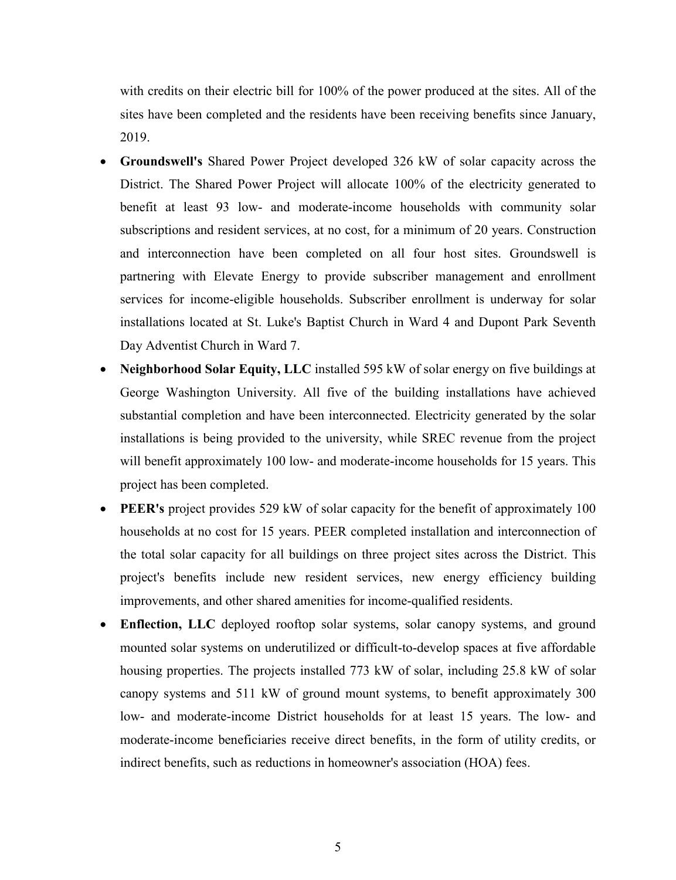with credits on their electric bill for 100% of the power produced at the sites. All of the sites have been completed and the residents have been receiving benefits since January, 2019.

- **Groundswell's** Shared Power Project developed 326 kW of solar capacity across the District. The Shared Power Project will allocate 100% of the electricity generated to benefit at least 93 low- and moderate-income households with community solar subscriptions and resident services, at no cost, for a minimum of 20 years. Construction and interconnection have been completed on all four host sites. Groundswell is partnering with Elevate Energy to provide subscriber management and enrollment services for income-eligible households. Subscriber enrollment is underway for solar installations located at St. Luke's Baptist Church in Ward 4 and Dupont Park Seventh Day Adventist Church in Ward 7.
- **Neighborhood Solar Equity, LLC** installed 595 kW of solar energy on five buildings at George Washington University. All five of the building installations have achieved substantial completion and have been interconnected. Electricity generated by the solar installations is being provided to the university, while SREC revenue from the project will benefit approximately 100 low- and moderate-income households for 15 years. This project has been completed.
- **PEER's** project provides 529 kW of solar capacity for the benefit of approximately 100 households at no cost for 15 years. PEER completed installation and interconnection of the total solar capacity for all buildings on three project sites across the District. This project's benefits include new resident services, new energy efficiency building improvements, and other shared amenities for income-qualified residents.
- **Enflection, LLC** deployed rooftop solar systems, solar canopy systems, and ground mounted solar systems on underutilized or difficult-to-develop spaces at five affordable housing properties. The projects installed 773 kW of solar, including 25.8 kW of solar canopy systems and 511 kW of ground mount systems, to benefit approximately 300 low- and moderate-income District households for at least 15 years. The low- and moderate-income beneficiaries receive direct benefits, in the form of utility credits, or indirect benefits, such as reductions in homeowner's association (HOA) fees.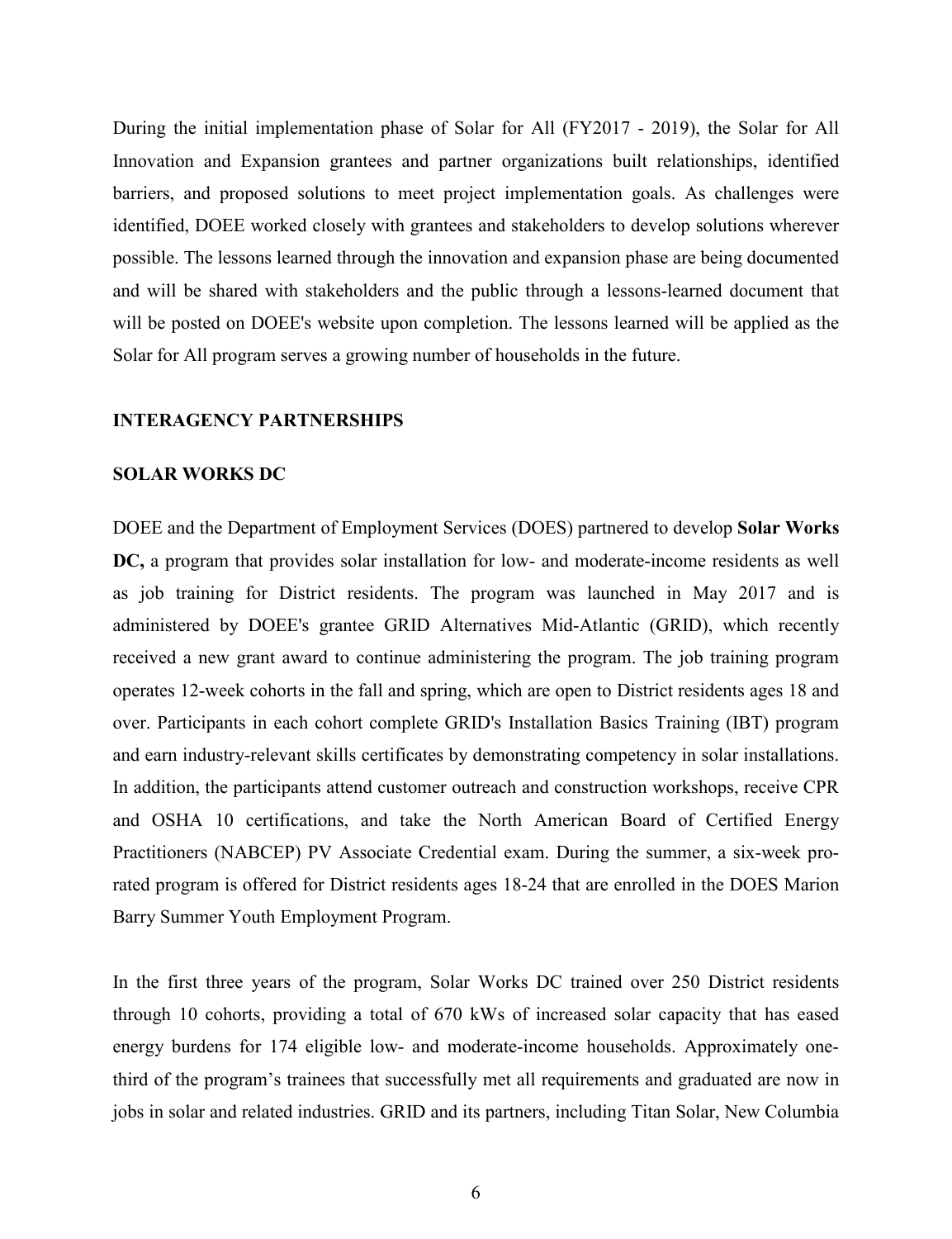During the initial implementation phase of Solar for All (FY2017 - 2019), the Solar for All Innovation and Expansion grantees and partner organizations built relationships, identified barriers, and proposed solutions to meet project implementation goals. As challenges were identified, DOEE worked closely with grantees and stakeholders to develop solutions wherever possible. The lessons learned through the innovation and expansion phase are being documented and will be shared with stakeholders and the public through a lessons-learned document that will be posted on DOEE's website upon completion. The lessons learned will be applied as the Solar for All program serves a growing number of households in the future.

## INTERAGENCY PARTNERSHIPS

### SOLAR WORKS DC

DOEE and the Department of Employment Services (DOES) partnered to develop **Solar Works DC,** a program that provides solar installation for low- and moderate-income residents as well as job training for District residents. The program was launched in May 2017 and is administered by DOEE's grantee GRID Alternatives Mid-Atlantic (GRID), which recently received a new grant award to continue administering the program. The job training program operates 12-week cohorts in the fall and spring, which are open to District residents ages 18 and over. Participants in each cohort complete GRID's Installation Basics Training (IBT) program and earn industry-relevant skills certificates by demonstrating competency in solar installations. In addition, the participants attend customer outreach and construction workshops, receive CPR and OSHA 10 certifications, and take the North American Board of Certified Energy Practitioners (NABCEP) PV Associate Credential exam. During the summer, a six-week pro-rated program is offered for District residents ages 18-24 that are enrolled in the DOES Marion Barry Summer Youth Employment Program.

In the first three years of the program, Solar Works DC trained over 250 District residents through 10 cohorts, providing a total of 670 kWs of increased solar capacity that has eased energy burdens for 174 eligible low- and moderate-income households. Approximately one-third of the program's trainees that successfully met all requirements and graduated are now in jobs in solar and related industries. GRID and its partners, including Titan Solar, New Columbia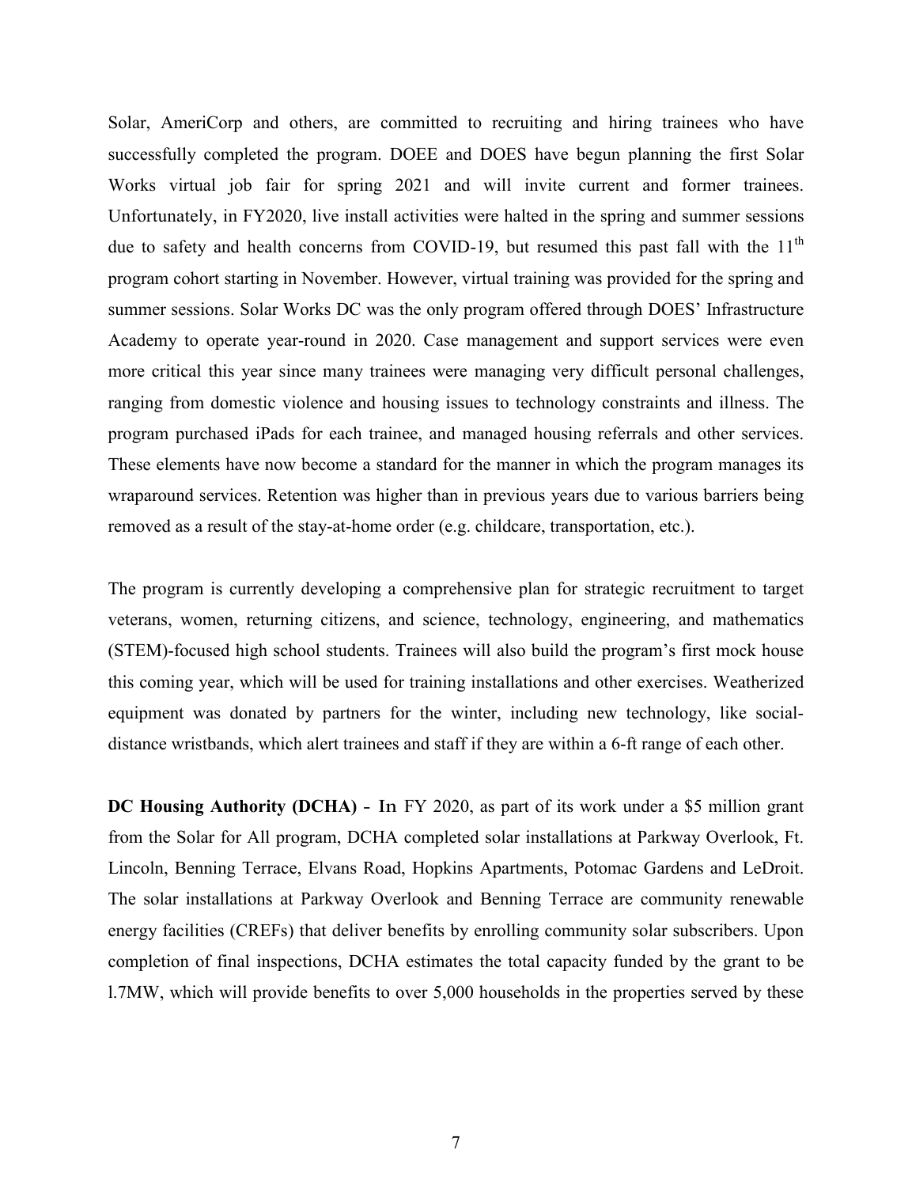Solar, AmeriCorp and others, are committed to recruiting and hiring trainees who have successfully completed the program. DOEE and DOES have begun planning the first Solar Works virtual job fair for spring 2021 and will invite current and former trainees. Unfortunately, in FY2020, live install activities were halted in the spring and summer sessions due to safety and health concerns from COVID-19, but resumed this past fall with the 11th program cohort starting in November. However, virtual training was provided for the spring and summer sessions. Solar Works DC was the only program offered through DOES' Infrastructure Academy to operate year-round in 2020. Case management and support services were even more critical this year since many trainees were managing very difficult personal challenges, ranging from domestic violence and housing issues to technology constraints and illness. The program purchased iPads for each trainee, and managed housing referrals and other services. These elements have now become a standard for the manner in which the program manages its wraparound services. Retention was higher than in previous years due to various barriers being removed as a result of the stay-at-home order (e.g. childcare, transportation, etc.).

The program is currently developing a comprehensive plan for strategic recruitment to target veterans, women, returning citizens, and science, technology, engineering, and mathematics (STEM)-focused high school students. Trainees will also build the program's first mock house this coming year, which will be used for training installations and other exercises. Weatherized equipment was donated by partners for the winter, including new technology, like social-distance wristbands, which alert trainees and staff if they are within a 6-ft range of each other.

**DC Housing Authority (DCHA)** - In FY 2020, as part of its work under a $5 million grant from the Solar for All program, DCHA completed solar installations at Parkway Overlook, Ft. Lincoln, Benning Terrace, Elvans Road, Hopkins Apartments, Potomac Gardens and LeDroit. The solar installations at Parkway Overlook and Benning Terrace are community renewable energy facilities (CREFs) that deliver benefits by enrolling community solar subscribers. Upon completion of final inspections, DCHA estimates the total capacity funded by the grant to be l.7MW, which will provide benefits to over 5,000 households in the properties served by these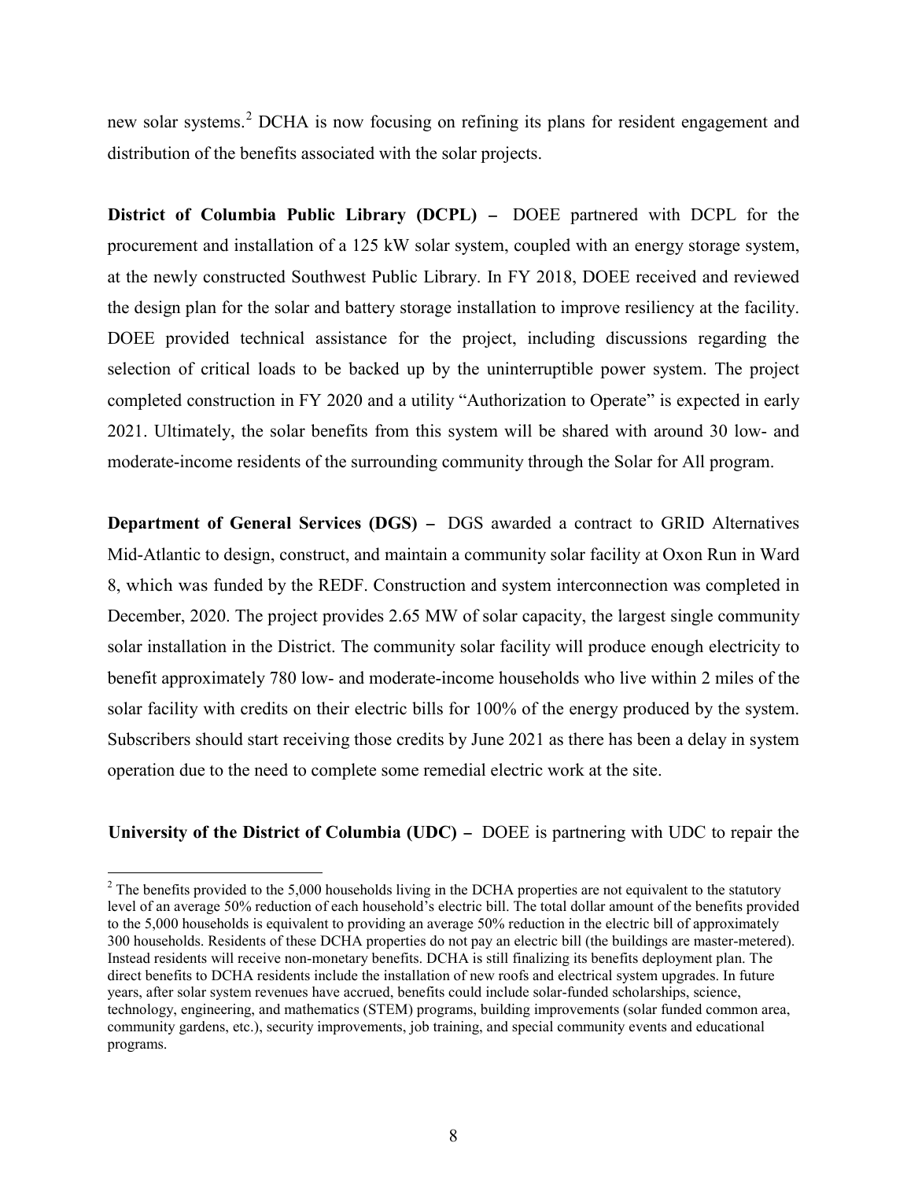new solar systems.[2] DCHA is now focusing on refining its plans for resident engagement and distribution of the benefits associated with the solar projects.

**District of Columbia Public Library (DCPL) –** DOEE partnered with DCPL for the procurement and installation of a 125 kW solar system, coupled with an energy storage system, at the newly constructed Southwest Public Library. In FY 2018, DOEE received and reviewed the design plan for the solar and battery storage installation to improve resiliency at the facility. DOEE provided technical assistance for the project, including discussions regarding the selection of critical loads to be backed up by the uninterruptible power system. The project completed construction in FY 2020 and a utility "Authorization to Operate" is expected in early 2021. Ultimately, the solar benefits from this system will be shared with around 30 low- and moderate-income residents of the surrounding community through the Solar for All program.

**Department of General Services (DGS) –** DGS awarded a contract to GRID Alternatives Mid-Atlantic to design, construct, and maintain a community solar facility at Oxon Run in Ward 8, which was funded by the REDF. Construction and system interconnection was completed in December, 2020. The project provides 2.65 MW of solar capacity, the largest single community solar installation in the District. The community solar facility will produce enough electricity to benefit approximately 780 low- and moderate-income households who live within 2 miles of the solar facility with credits on their electric bills for 100% of the energy produced by the system. Subscribers should start receiving those credits by June 2021 as there has been a delay in system operation due to the need to complete some remedial electric work at the site.

**University of the District of Columbia (UDC) –** DOEE is partnering with UDC to repair the

[2] The benefits provided to the 5,000 households living in the DCHA properties are not equivalent to the statutory level of an average 50% reduction of each household's electric bill. The total dollar amount of the benefits provided to the 5,000 households is equivalent to providing an average 50% reduction in the electric bill of approximately 300 households. Residents of these DCHA properties do not pay an electric bill (the buildings are master-metered). Instead residents will receive non-monetary benefits. DCHA is still finalizing its benefits deployment plan. The direct benefits to DCHA residents include the installation of new roofs and electrical system upgrades. In future years, after solar system revenues have accrued, benefits could include solar-funded scholarships, science, technology, engineering, and mathematics (STEM) programs, building improvements (solar funded common area, community gardens, etc.), security improvements, job training, and special community events and educational programs.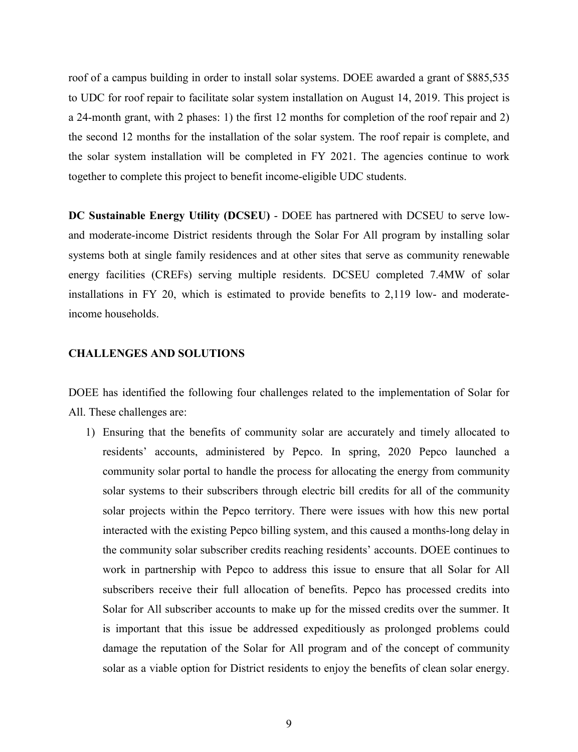roof of a campus building in order to install solar systems. DOEE awarded a grant of $885,535 to UDC for roof repair to facilitate solar system installation on August 14, 2019. This project is a 24-month grant, with 2 phases: 1) the first 12 months for completion of the roof repair and 2) the second 12 months for the installation of the solar system. The roof repair is complete, and the solar system installation will be completed in FY 2021. The agencies continue to work together to complete this project to benefit income-eligible UDC students.

**DC Sustainable Energy Utility (DCSEU)** - DOEE has partnered with DCSEU to serve low- and moderate-income District residents through the Solar For All program by installing solar systems both at single family residences and at other sites that serve as community renewable energy facilities (CREFs) serving multiple residents. DCSEU completed 7.4MW of solar installations in FY 20, which is estimated to provide benefits to 2,119 low- and moderate-income households.

**CHALLENGES AND SOLUTIONS**

DOEE has identified the following four challenges related to the implementation of Solar for All. These challenges are:

1) Ensuring that the benefits of community solar are accurately and timely allocated to residents' accounts, administered by Pepco. In spring, 2020 Pepco launched a community solar portal to handle the process for allocating the energy from community solar systems to their subscribers through electric bill credits for all of the community solar projects within the Pepco territory. There were issues with how this new portal interacted with the existing Pepco billing system, and this caused a months-long delay in the community solar subscriber credits reaching residents' accounts. DOEE continues to work in partnership with Pepco to address this issue to ensure that all Solar for All subscribers receive their full allocation of benefits. Pepco has processed credits into Solar for All subscriber accounts to make up for the missed credits over the summer. It is important that this issue be addressed expeditiously as prolonged problems could damage the reputation of the Solar for All program and of the concept of community solar as a viable option for District residents to enjoy the benefits of clean solar energy.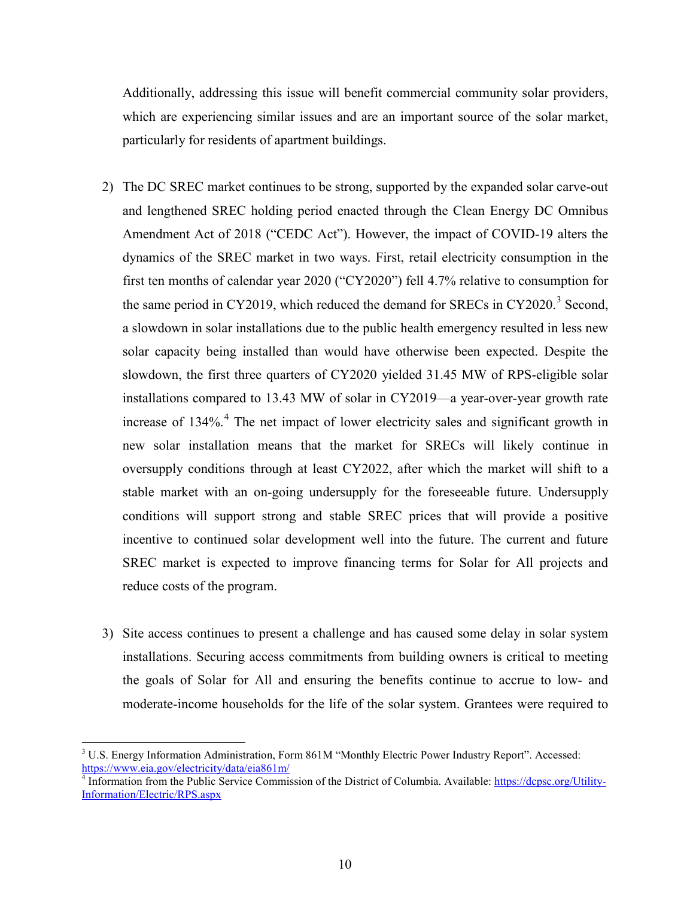Additionally, addressing this issue will benefit commercial community solar providers, which are experiencing similar issues and are an important source of the solar market, particularly for residents of apartment buildings.

2) The DC SREC market continues to be strong, supported by the expanded solar carve-out and lengthened SREC holding period enacted through the Clean Energy DC Omnibus Amendment Act of 2018 ("CEDC Act"). However, the impact of COVID-19 alters the dynamics of the SREC market in two ways. First, retail electricity consumption in the first ten months of calendar year 2020 ("CY2020") fell 4.7% relative to consumption for the same period in CY2019, which reduced the demand for SRECs in CY2020.[3] Second, a slowdown in solar installations due to the public health emergency resulted in less new solar capacity being installed than would have otherwise been expected. Despite the slowdown, the first three quarters of CY2020 yielded 31.45 MW of RPS-eligible solar installations compared to 13.43 MW of solar in CY2019—a year-over-year growth rate increase of 134%.[4] The net impact of lower electricity sales and significant growth in new solar installation means that the market for SRECs will likely continue in oversupply conditions through at least CY2022, after which the market will shift to a stable market with an on-going undersupply for the foreseeable future. Undersupply conditions will support strong and stable SREC prices that will provide a positive incentive to continued solar development well into the future. The current and future SREC market is expected to improve financing terms for Solar for All projects and reduce costs of the program.

3) Site access continues to present a challenge and has caused some delay in solar system installations. Securing access commitments from building owners is critical to meeting the goals of Solar for All and ensuring the benefits continue to accrue to low- and moderate-income households for the life of the solar system. Grantees were required to

---

[3] U.S. Energy Information Administration, Form 861M "Monthly Electric Power Industry Report". Accessed: https://www.eia.gov/electricity/data/eia861m/

[4] Information from the Public Service Commission of the District of Columbia. Available: https://dcpsc.org/Utility-Information/Electric/RPS.aspx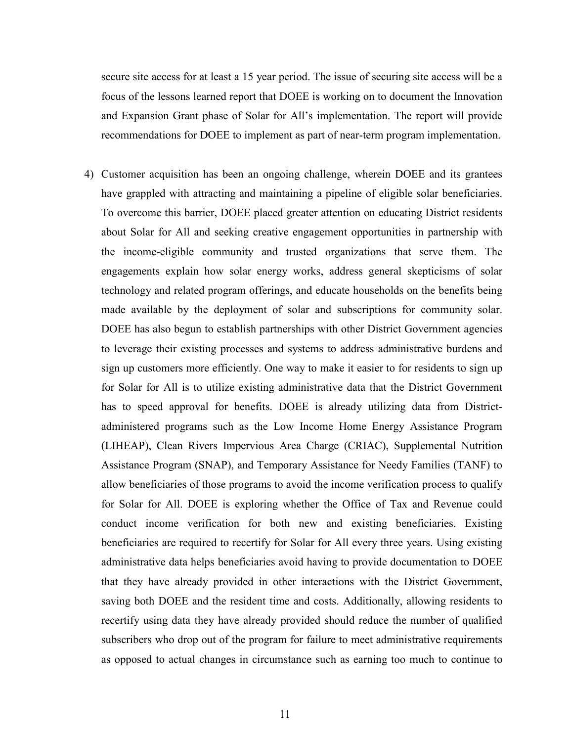secure site access for at least a 15 year period. The issue of securing site access will be a focus of the lessons learned report that DOEE is working on to document the Innovation and Expansion Grant phase of Solar for All's implementation. The report will provide recommendations for DOEE to implement as part of near-term program implementation.

4) Customer acquisition has been an ongoing challenge, wherein DOEE and its grantees have grappled with attracting and maintaining a pipeline of eligible solar beneficiaries. To overcome this barrier, DOEE placed greater attention on educating District residents about Solar for All and seeking creative engagement opportunities in partnership with the income-eligible community and trusted organizations that serve them. The engagements explain how solar energy works, address general skepticisms of solar technology and related program offerings, and educate households on the benefits being made available by the deployment of solar and subscriptions for community solar. DOEE has also begun to establish partnerships with other District Government agencies to leverage their existing processes and systems to address administrative burdens and sign up customers more efficiently. One way to make it easier to for residents to sign up for Solar for All is to utilize existing administrative data that the District Government has to speed approval for benefits. DOEE is already utilizing data from District-administered programs such as the Low Income Home Energy Assistance Program (LIHEAP), Clean Rivers Impervious Area Charge (CRIAC), Supplemental Nutrition Assistance Program (SNAP), and Temporary Assistance for Needy Families (TANF) to allow beneficiaries of those programs to avoid the income verification process to qualify for Solar for All. DOEE is exploring whether the Office of Tax and Revenue could conduct income verification for both new and existing beneficiaries. Existing beneficiaries are required to recertify for Solar for All every three years. Using existing administrative data helps beneficiaries avoid having to provide documentation to DOEE that they have already provided in other interactions with the District Government, saving both DOEE and the resident time and costs. Additionally, allowing residents to recertify using data they have already provided should reduce the number of qualified subscribers who drop out of the program for failure to meet administrative requirements as opposed to actual changes in circumstance such as earning too much to continue to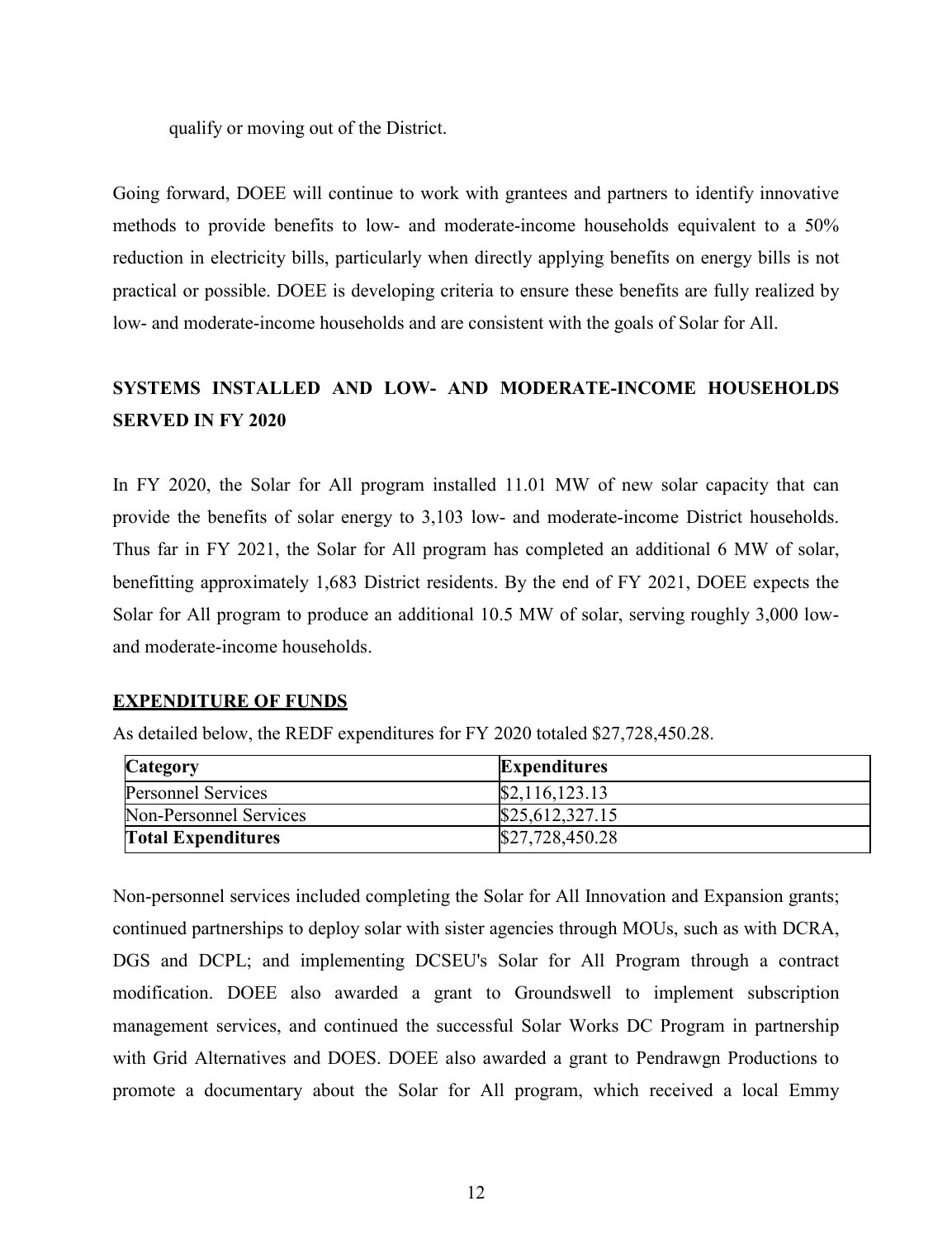qualify or moving out of the District.

Going forward, DOEE will continue to work with grantees and partners to identify innovative methods to provide benefits to low- and moderate-income households equivalent to a 50% reduction in electricity bills, particularly when directly applying benefits on energy bills is not practical or possible. DOEE is developing criteria to ensure these benefits are fully realized by low- and moderate-income households and are consistent with the goals of Solar for All.

## SYSTEMS INSTALLED AND LOW- AND MODERATE-INCOME HOUSEHOLDS SERVED IN FY 2020

In FY 2020, the Solar for All program installed 11.01 MW of new solar capacity that can provide the benefits of solar energy to 3,103 low- and moderate-income District households. Thus far in FY 2021, the Solar for All program has completed an additional 6 MW of solar, benefitting approximately 1,683 District residents. By the end of FY 2021, DOEE expects the Solar for All program to produce an additional 10.5 MW of solar, serving roughly 3,000 low- and moderate-income households.

### EXPENDITURE OF FUNDS

As detailed below, the REDF expenditures for FY 2020 totaled $27,728,450.28.

| Category | Expenditures |
|---|---|
| Personnel Services | $2,116,123.13 |
| Non-Personnel Services | $25,612,327.15 |
| **Total Expenditures** | $27,728,450.28 |

Non-personnel services included completing the Solar for All Innovation and Expansion grants; continued partnerships to deploy solar with sister agencies through MOUs, such as with DCRA, DGS and DCPL; and implementing DCSEU's Solar for All Program through a contract modification. DOEE also awarded a grant to Groundswell to implement subscription management services, and continued the successful Solar Works DC Program in partnership with Grid Alternatives and DOES. DOEE also awarded a grant to Pendrawgn Productions to promote a documentary about the Solar for All program, which received a local Emmy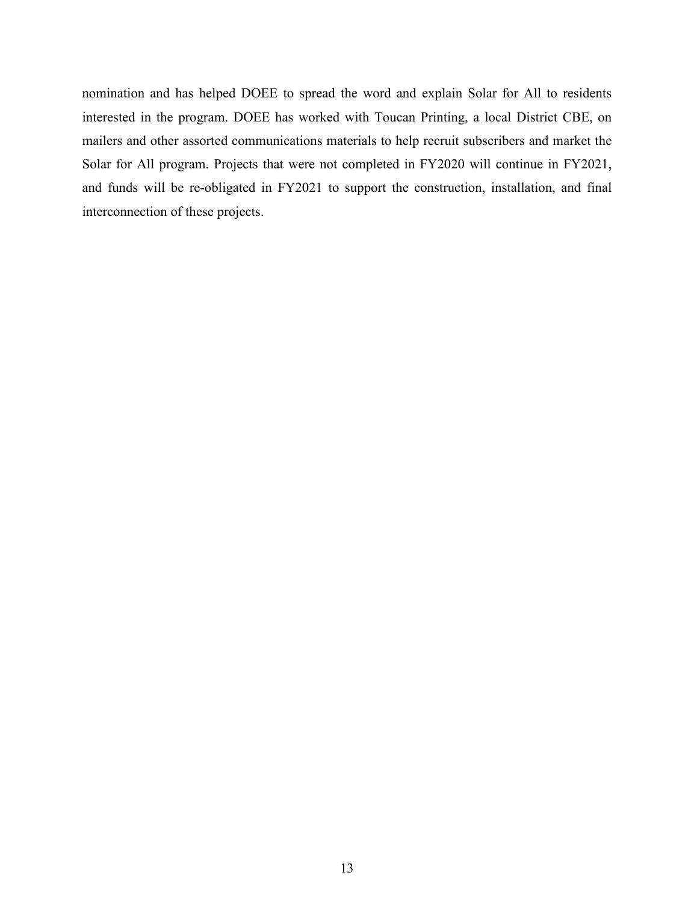nomination and has helped DOEE to spread the word and explain Solar for All to residents interested in the program. DOEE has worked with Toucan Printing, a local District CBE, on mailers and other assorted communications materials to help recruit subscribers and market the Solar for All program. Projects that were not completed in FY2020 will continue in FY2021, and funds will be re-obligated in FY2021 to support the construction, installation, and final interconnection of these projects.